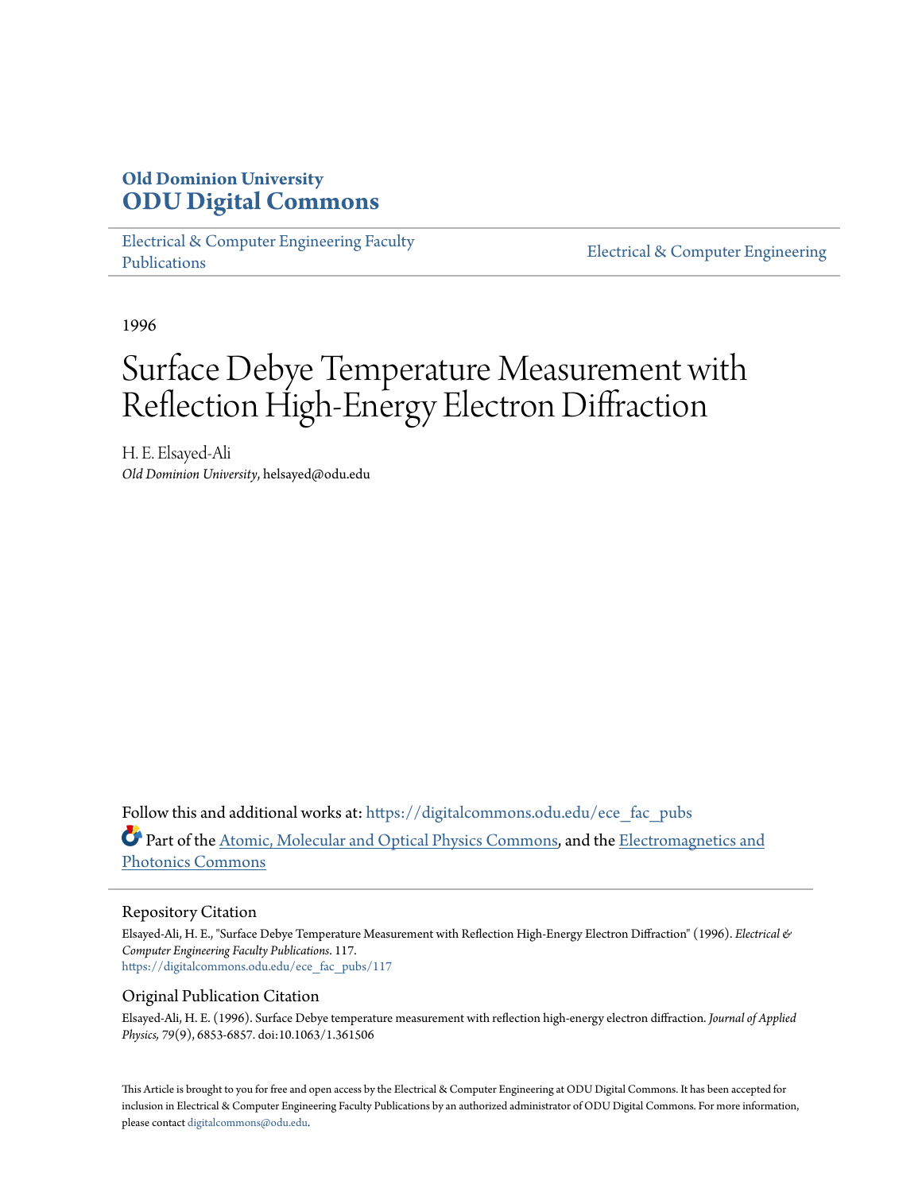**Old Dominion University**
**ODU Digital Commons**

Electrical & Computer Engineering Faculty Publications | Electrical & Computer Engineering

1996

# Surface Debye Temperature Measurement with Reflection High-Energy Electron Diffraction

H. E. Elsayed-Ali
*Old Dominion University*, helsayed@odu.edu

Follow this and additional works at: https://digitalcommons.odu.edu/ece_fac_pubs

Part of the Atomic, Molecular and Optical Physics Commons, and the Electromagnetics and Photonics Commons

## Repository Citation

Elsayed-Ali, H. E., "Surface Debye Temperature Measurement with Reflection High-Energy Electron Diffraction" (1996). *Electrical & Computer Engineering Faculty Publications*. 117.
https://digitalcommons.odu.edu/ece_fac_pubs/117

## Original Publication Citation

Elsayed-Ali, H. E. (1996). Surface Debye temperature measurement with reflection high-energy electron diffraction. *Journal of Applied Physics, 79*(9), 6853-6857. doi:10.1063/1.361506

This Article is brought to you for free and open access by the Electrical & Computer Engineering at ODU Digital Commons. It has been accepted for inclusion in Electrical & Computer Engineering Faculty Publications by an authorized administrator of ODU Digital Commons. For more information, please contact digitalcommons@odu.edu.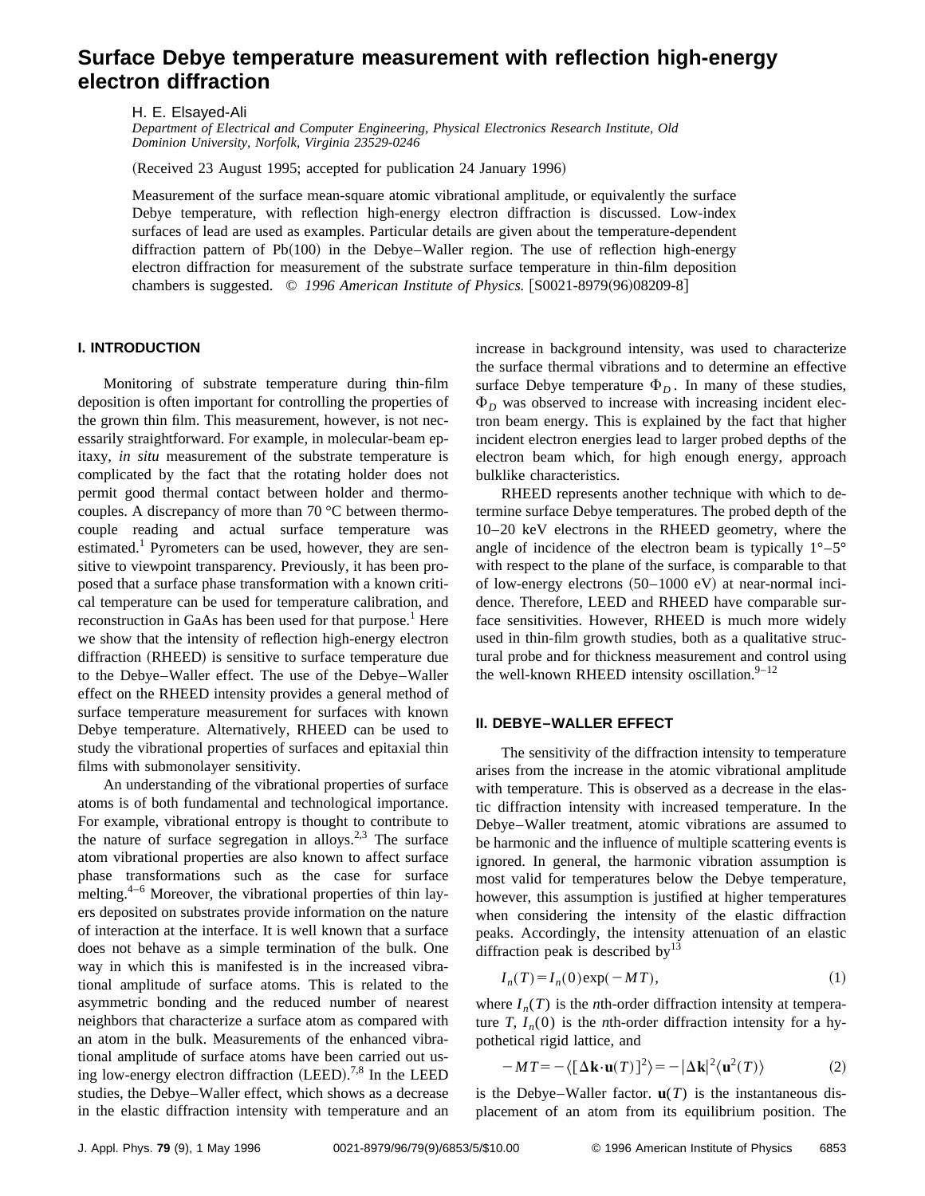# Surface Debye temperature measurement with reflection high-energy electron diffraction

H. E. Elsayed-Ali

*Department of Electrical and Computer Engineering, Physical Electronics Research Institute, Old Dominion University, Norfolk, Virginia 23529-0246*

(Received 23 August 1995; accepted for publication 24 January 1996)

Measurement of the surface mean-square atomic vibrational amplitude, or equivalently the surface Debye temperature, with reflection high-energy electron diffraction is discussed. Low-index surfaces of lead are used as examples. Particular details are given about the temperature-dependent diffraction pattern of Pb(100) in the Debye–Waller region. The use of reflection high-energy electron diffraction for measurement of the substrate surface temperature in thin-film deposition chambers is suggested. © *1996 American Institute of Physics.* [S0021-8979(96)08209-8]

## I. INTRODUCTION

Monitoring of substrate temperature during thin-film deposition is often important for controlling the properties of the grown thin film. This measurement, however, is not necessarily straightforward. For example, in molecular-beam epitaxy, *in situ* measurement of the substrate temperature is complicated by the fact that the rotating holder does not permit good thermal contact between holder and thermocouples. A discrepancy of more than 70 °C between thermocouple reading and actual surface temperature was estimated.[1] Pyrometers can be used, however, they are sensitive to viewpoint transparency. Previously, it has been proposed that a surface phase transformation with a known critical temperature can be used for temperature calibration, and reconstruction in GaAs has been used for that purpose.[1] Here we show that the intensity of reflection high-energy electron diffraction (RHEED) is sensitive to surface temperature due to the Debye–Waller effect. The use of the Debye–Waller effect on the RHEED intensity provides a general method of surface temperature measurement for surfaces with known Debye temperature. Alternatively, RHEED can be used to study the vibrational properties of surfaces and epitaxial thin films with submonolayer sensitivity.

An understanding of the vibrational properties of surface atoms is of both fundamental and technological importance. For example, vibrational entropy is thought to contribute to the nature of surface segregation in alloys.[2,3] The surface atom vibrational properties are also known to affect surface phase transformations such as the case for surface melting.[4–6] Moreover, the vibrational properties of thin layers deposited on substrates provide information on the nature of interaction at the interface. It is well known that a surface does not behave as a simple termination of the bulk. One way in which this is manifested is in the increased vibrational amplitude of surface atoms. This is related to the asymmetric bonding and the reduced number of nearest neighbors that characterize a surface atom as compared with an atom in the bulk. Measurements of the enhanced vibrational amplitude of surface atoms have been carried out using low-energy electron diffraction (LEED).[7,8] In the LEED studies, the Debye–Waller effect, which shows as a decrease in the elastic diffraction intensity with temperature and an increase in background intensity, was used to characterize the surface thermal vibrations and to determine an effective surface Debye temperature $\Phi_D$. In many of these studies, $\Phi_D$ was observed to increase with increasing incident electron beam energy. This is explained by the fact that higher incident electron energies lead to larger probed depths of the electron beam which, for high enough energy, approach bulklike characteristics.

RHEED represents another technique with which to determine surface Debye temperatures. The probed depth of the 10–20 keV electrons in the RHEED geometry, where the angle of incidence of the electron beam is typically 1°–5° with respect to the plane of the surface, is comparable to that of low-energy electrons (50–1000 eV) at near-normal incidence. Therefore, LEED and RHEED have comparable surface sensitivities. However, RHEED is much more widely used in thin-film growth studies, both as a qualitative structural probe and for thickness measurement and control using the well-known RHEED intensity oscillation.[9–12]

## II. DEBYE–WALLER EFFECT

The sensitivity of the diffraction intensity to temperature arises from the increase in the atomic vibrational amplitude with temperature. This is observed as a decrease in the elastic diffraction intensity with increased temperature. In the Debye–Waller treatment, atomic vibrations are assumed to be harmonic and the influence of multiple scattering events is ignored. In general, the harmonic vibration assumption is most valid for temperatures below the Debye temperature, however, this assumption is justified at higher temperatures when considering the intensity of the elastic diffraction peaks. Accordingly, the intensity attenuation of an elastic diffraction peak is described by[13]

$$I_n(T)=I_n(0)\exp(-MT), \tag{1}$$

where $I_n(T)$ is the $n$th-order diffraction intensity at temperature $T$, $I_n(0)$ is the $n$th-order diffraction intensity for a hypothetical rigid lattice, and

$$-MT=-\langle[\Delta\mathbf{k}\cdot\mathbf{u}(T)]^2\rangle=-|\Delta\mathbf{k}|^2\langle\mathbf{u}^2(T)\rangle \tag{2}$$

is the Debye–Waller factor. $\mathbf{u}(T)$ is the instantaneous displacement of an atom from its equilibrium position. The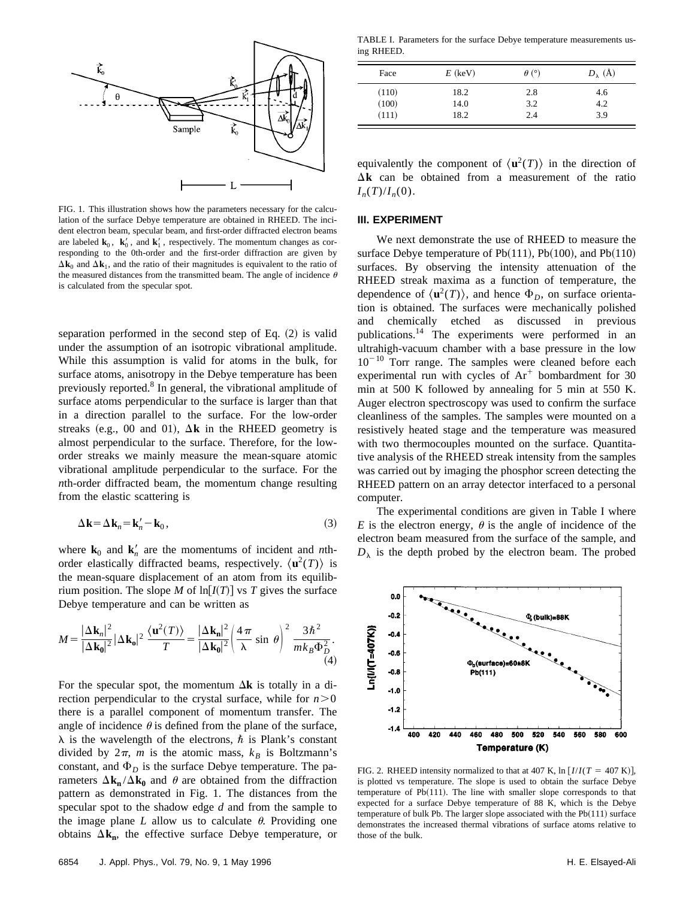FIG. 1. This illustration shows how the parameters necessary for the calculation of the surface Debye temperature are obtained in RHEED. The incident electron beam, specular beam, and first-order diffracted electron beams are labeled $\mathbf{k}_0$, $\mathbf{k}_0'$, and $\mathbf{k}_1'$, respectively. The momentum changes as corresponding to the 0th-order and the first-order diffraction are given by $\Delta\mathbf{k}_0$ and $\Delta\mathbf{k}_1$, and the ratio of their magnitudes is equivalent to the ratio of the measured distances from the transmitted beam. The angle of incidence $\theta$ is calculated from the specular spot.

separation performed in the second step of Eq. (2) is valid under the assumption of an isotropic vibrational amplitude. While this assumption is valid for atoms in the bulk, for surface atoms, anisotropy in the Debye temperature has been previously reported.[8] In general, the vibrational amplitude of surface atoms perpendicular to the surface is larger than that in a direction parallel to the surface. For the low-order streaks (e.g., 00 and 01), $\Delta\mathbf{k}$ in the RHEED geometry is almost perpendicular to the surface. Therefore, for the low-order streaks we mainly measure the mean-square atomic vibrational amplitude perpendicular to the surface. For the $n$th-order diffracted beam, the momentum change resulting from the elastic scattering is

$$\Delta\mathbf{k}=\Delta\mathbf{k}_n=\mathbf{k}_n'-\mathbf{k}_0, \tag{3}$$

where $\mathbf{k}_0$ and $\mathbf{k}_n'$ are the momentums of incident and $n$th-order elastically diffracted beams, respectively. $\langle\mathbf{u}^2(T)\rangle$ is the mean-square displacement of an atom from its equilibrium position. The slope $M$ of $\ln[I(T)]$ vs $T$ gives the surface Debye temperature and can be written as

$$M=\frac{|\Delta\mathbf{k}_n|^2}{|\Delta\mathbf{k_0}|^2}|\Delta\mathbf{k_o}|^2\frac{\langle\mathbf{u}^2(T)\rangle}{T}=\frac{|\Delta\mathbf{k_n}|^2}{|\Delta\mathbf{k_0}|^2}\left(\frac{4\pi}{\lambda}\sin\theta\right)^2\frac{3\hbar^2}{mk_B\Phi_D^2}. \tag{4}$$

For the specular spot, the momentum $\Delta\mathbf{k}$ is totally in a direction perpendicular to the crystal surface, while for $n>0$ there is a parallel component of momentum transfer. The angle of incidence $\theta$ is defined from the plane of the surface, $\lambda$ is the wavelength of the electrons, $\hbar$ is Plank's constant divided by $2\pi$, $m$ is the atomic mass, $k_B$ is Boltzmann's constant, and $\Phi_D$ is the surface Debye temperature. The parameters $\Delta\mathbf{k_n}/\Delta\mathbf{k_0}$ and $\theta$ are obtained from the diffraction pattern as demonstrated in Fig. 1. The distances from the specular spot to the shadow edge $d$ and from the sample to the image plane $L$ allow us to calculate $\theta$. Providing one obtains $\Delta\mathbf{k_n}$, the effective surface Debye temperature, or equivalently the component of $\langle\mathbf{u}^2(T)\rangle$ in the direction of $\Delta\mathbf{k}$ can be obtained from a measurement of the ratio $I_n(T)/I_n(0)$.

TABLE I. Parameters for the surface Debye temperature measurements using RHEED.

| Face | $E$ (keV) | $\theta$ (°) | $D_\lambda$ (Å) |
|---|---|---|---|
| (110) | 18.2 | 2.8 | 4.6 |
| (100) | 14.0 | 3.2 | 4.2 |
| (111) | 18.2 | 2.4 | 3.9 |

## III. EXPERIMENT

We next demonstrate the use of RHEED to measure the surface Debye temperature of Pb(111), Pb(100), and Pb(110) surfaces. By observing the intensity attenuation of the RHEED streak maxima as a function of temperature, the dependence of $\langle\mathbf{u}^2(T)\rangle$, and hence $\Phi_D$, on surface orientation is obtained. The surfaces were mechanically polished and chemically etched as discussed in previous publications.[14] The experiments were performed in an ultrahigh-vacuum chamber with a base pressure in the low $10^{-10}$ Torr range. The samples were cleaned before each experimental run with cycles of $Ar^+$ bombardment for 30 min at 500 K followed by annealing for 5 min at 550 K. Auger electron spectroscopy was used to confirm the surface cleanliness of the samples. The samples were mounted on a resistively heated stage and the temperature was measured with two thermocouples mounted on the surface. Quantitative analysis of the RHEED streak intensity from the samples was carried out by imaging the phosphor screen detecting the RHEED pattern on an array detector interfaced to a personal computer.

The experimental conditions are given in Table I where $E$ is the electron energy, $\theta$ is the angle of incidence of the electron beam measured from the surface of the sample, and $D_\lambda$ is the depth probed by the electron beam. The probed

FIG. 2. RHEED intensity normalized to that at 407 K, $\ln[I/I(T=407\text{ K})]$, is plotted vs temperature. The slope is used to obtain the surface Debye temperature of Pb(111). The line with smaller slope corresponds to that expected for a surface Debye temperature of 88 K, which is the Debye temperature of bulk Pb. The larger slope associated with the Pb(111) surface demonstrates the increased thermal vibrations of surface atoms relative to those of the bulk.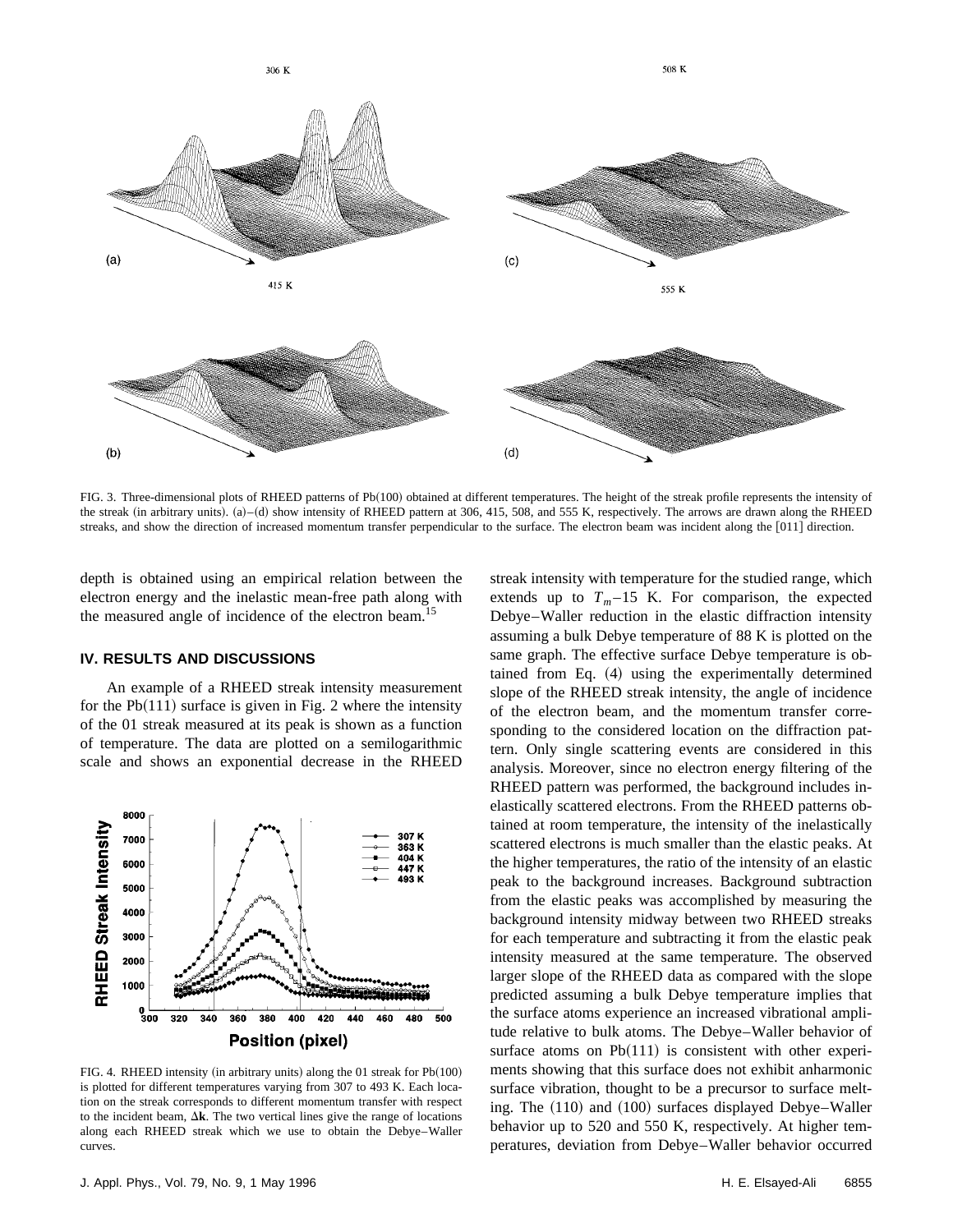FIG. 3. Three-dimensional plots of RHEED patterns of Pb(100) obtained at different temperatures. The height of the streak profile represents the intensity of the streak (in arbitrary units). (a)–(d) show intensity of RHEED pattern at 306, 415, 508, and 555 K, respectively. The arrows are drawn along the RHEED streaks, and show the direction of increased momentum transfer perpendicular to the surface. The electron beam was incident along the [011] direction.

depth is obtained using an empirical relation between the electron energy and the inelastic mean-free path along with the measured angle of incidence of the electron beam.[15]

### IV. RESULTS AND DISCUSSIONS

An example of a RHEED streak intensity measurement for the Pb(111) surface is given in Fig. 2 where the intensity of the 01 streak measured at its peak is shown as a function of temperature. The data are plotted on a semilogarithmic scale and shows an exponential decrease in the RHEED streak intensity with temperature for the studied range, which extends up to $T_m - 15$ K. For comparison, the expected Debye–Waller reduction in the elastic diffraction intensity assuming a bulk Debye temperature of 88 K is plotted on the same graph. The effective surface Debye temperature is obtained from Eq. (4) using the experimentally determined slope of the RHEED streak intensity, the angle of incidence of the electron beam, and the momentum transfer corresponding to the considered location on the diffraction pattern. Only single scattering events are considered in this analysis. Moreover, since no electron energy filtering of the RHEED pattern was performed, the background includes inelastically scattered electrons. From the RHEED patterns obtained at room temperature, the intensity of the inelastically scattered electrons is much smaller than the elastic peaks. At the higher temperatures, the ratio of the intensity of an elastic peak to the background increases. Background subtraction from the elastic peaks was accomplished by measuring the background intensity midway between two RHEED streaks for each temperature and subtracting it from the elastic peak intensity measured at the same temperature. The observed larger slope of the RHEED data as compared with the slope predicted assuming a bulk Debye temperature implies that the surface atoms experience an increased vibrational amplitude relative to bulk atoms. The Debye–Waller behavior of surface atoms on Pb(111) is consistent with other experiments showing that this surface does not exhibit anharmonic surface vibration, thought to be a precursor to surface melting. The (110) and (100) surfaces displayed Debye–Waller behavior up to 520 and 550 K, respectively. At higher temperatures, deviation from Debye–Waller behavior occurred

FIG. 4. RHEED intensity (in arbitrary units) along the 01 streak for Pb(100) is plotted for different temperatures varying from 307 to 493 K. Each location on the streak corresponds to different momentum transfer with respect to the incident beam, $\Delta\mathbf{k}$. The two vertical lines give the range of locations along each RHEED streak which we use to obtain the Debye–Waller curves.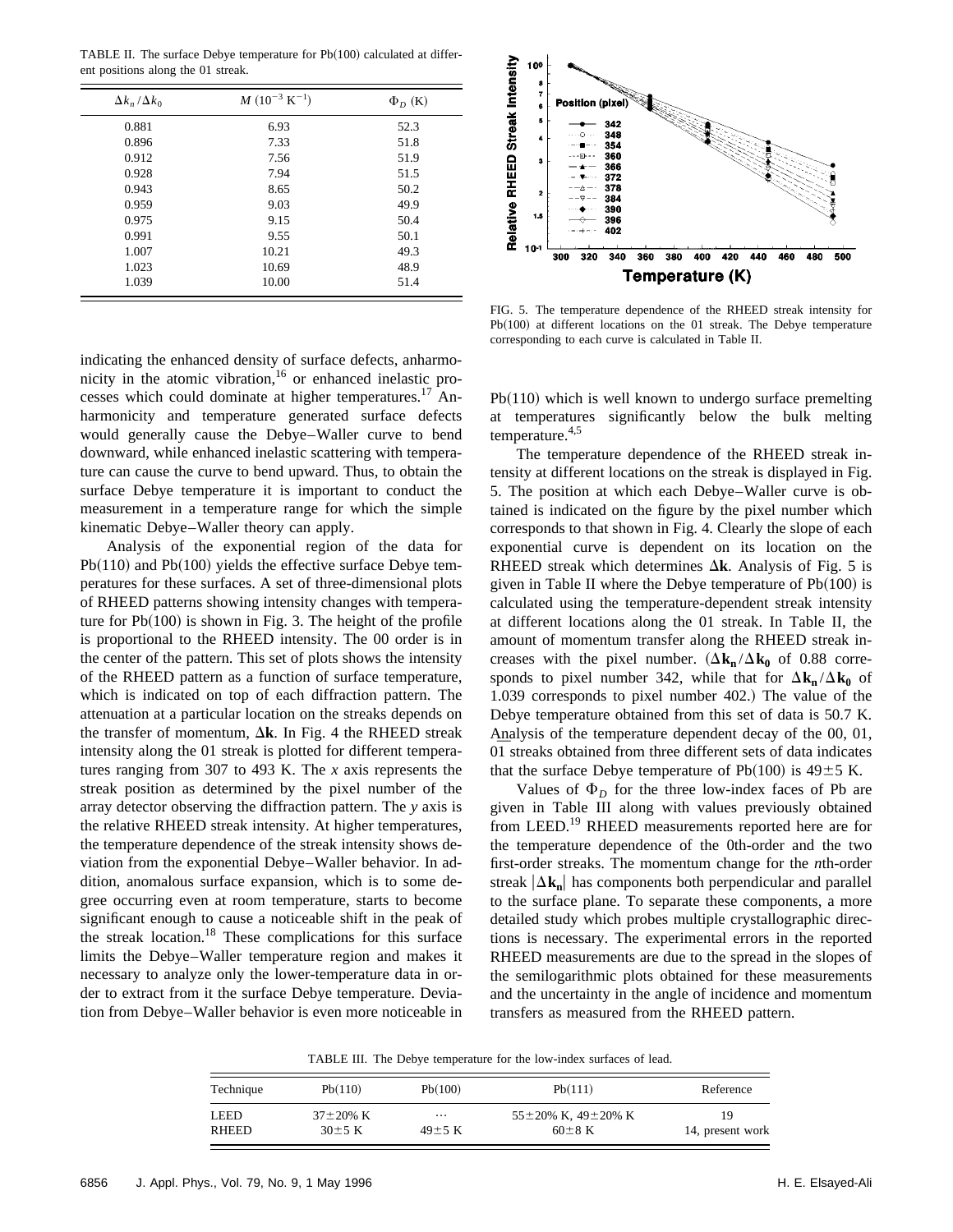TABLE II. The surface Debye temperature for Pb(100) calculated at different positions along the 01 streak.

| $\Delta k_n/\Delta k_0$ | $M$ ($10^{-3}$ K$^{-1}$) | $\Phi_D$ (K) |
|---|---|---|
| 0.881 | 6.93 | 52.3 |
| 0.896 | 7.33 | 51.8 |
| 0.912 | 7.56 | 51.9 |
| 0.928 | 7.94 | 51.5 |
| 0.943 | 8.65 | 50.2 |
| 0.959 | 9.03 | 49.9 |
| 0.975 | 9.15 | 50.4 |
| 0.991 | 9.55 | 50.1 |
| 1.007 | 10.21 | 49.3 |
| 1.023 | 10.69 | 48.9 |
| 1.039 | 10.00 | 51.4 |

FIG. 5. The temperature dependence of the RHEED streak intensity for Pb(100) at different locations on the 01 streak. The Debye temperature corresponding to each curve is calculated in Table II.

indicating the enhanced density of surface defects, anharmonicity in the atomic vibration,[16] or enhanced inelastic processes which could dominate at higher temperatures.[17] Anharmonicity and temperature generated surface defects would generally cause the Debye–Waller curve to bend downward, while enhanced inelastic scattering with temperature can cause the curve to bend upward. Thus, to obtain the surface Debye temperature it is important to conduct the measurement in a temperature range for which the simple kinematic Debye–Waller theory can apply.

Analysis of the exponential region of the data for Pb(110) and Pb(100) yields the effective surface Debye temperatures for these surfaces. A set of three-dimensional plots of RHEED patterns showing intensity changes with temperature for Pb(100) is shown in Fig. 3. The height of the profile is proportional to the RHEED intensity. The 00 order is in the center of the pattern. This set of plots shows the intensity of the RHEED pattern as a function of surface temperature, which is indicated on top of each diffraction pattern. The attenuation at a particular location on the streaks depends on the transfer of momentum, $\Delta\mathbf{k}$. In Fig. 4 the RHEED streak intensity along the 01 streak is plotted for different temperatures ranging from 307 to 493 K. The $x$ axis represents the streak position as determined by the pixel number of the array detector observing the diffraction pattern. The $y$ axis is the relative RHEED streak intensity. At higher temperatures, the temperature dependence of the streak intensity shows deviation from the exponential Debye–Waller behavior. In addition, anomalous surface expansion, which is to some degree occurring even at room temperature, starts to become significant enough to cause a noticeable shift in the peak of the streak location.[18] These complications for this surface limits the Debye–Waller temperature region and makes it necessary to analyze only the lower-temperature data in order to extract from it the surface Debye temperature. Deviation from Debye–Waller behavior is even more noticeable in Pb(110) which is well known to undergo surface premelting at temperatures significantly below the bulk melting temperature.[4,5]

The temperature dependence of the RHEED streak intensity at different locations on the streak is displayed in Fig. 5. The position at which each Debye–Waller curve is obtained is indicated on the figure by the pixel number which corresponds to that shown in Fig. 4. Clearly the slope of each exponential curve is dependent on its location on the RHEED streak which determines $\Delta\mathbf{k}$. Analysis of Fig. 5 is given in Table II where the Debye temperature of Pb(100) is calculated using the temperature-dependent streak intensity at different locations along the 01 streak. In Table II, the amount of momentum transfer along the RHEED streak increases with the pixel number. ($\Delta\mathbf{k_n}/\Delta\mathbf{k_0}$ of 0.88 corresponds to pixel number 342, while that for $\Delta\mathbf{k_n}/\Delta\mathbf{k_0}$ of 1.039 corresponds to pixel number 402.) The value of the Debye temperature obtained from this set of data is 50.7 K. Analysis of the temperature dependent decay of the 00, 01, $0\bar{1}$ streaks obtained from three different sets of data indicates that the surface Debye temperature of Pb(100) is 49±5 K.

Values of $\Phi_D$ for the three low-index faces of Pb are given in Table III along with values previously obtained from LEED.[19] RHEED measurements reported here are for the temperature dependence of the 0th-order and the two first-order streaks. The momentum change for the $n$th-order streak $|\Delta\mathbf{k_n}|$ has components both perpendicular and parallel to the surface plane. To separate these components, a more detailed study which probes multiple crystallographic directions is necessary. The experimental errors in the reported RHEED measurements are due to the spread in the slopes of the semilogarithmic plots obtained for these measurements and the uncertainty in the angle of incidence and momentum transfers as measured from the RHEED pattern.

TABLE III. The Debye temperature for the low-index surfaces of lead.

| Technique | Pb(110) | Pb(100) | Pb(111) | Reference |
|---|---|---|---|---|
| LEED | 37±20% K | ⋯ | 55±20% K, 49±20% K | 19 |
| RHEED | 30±5 K | 49±5 K | 60±8 K | 14, present work |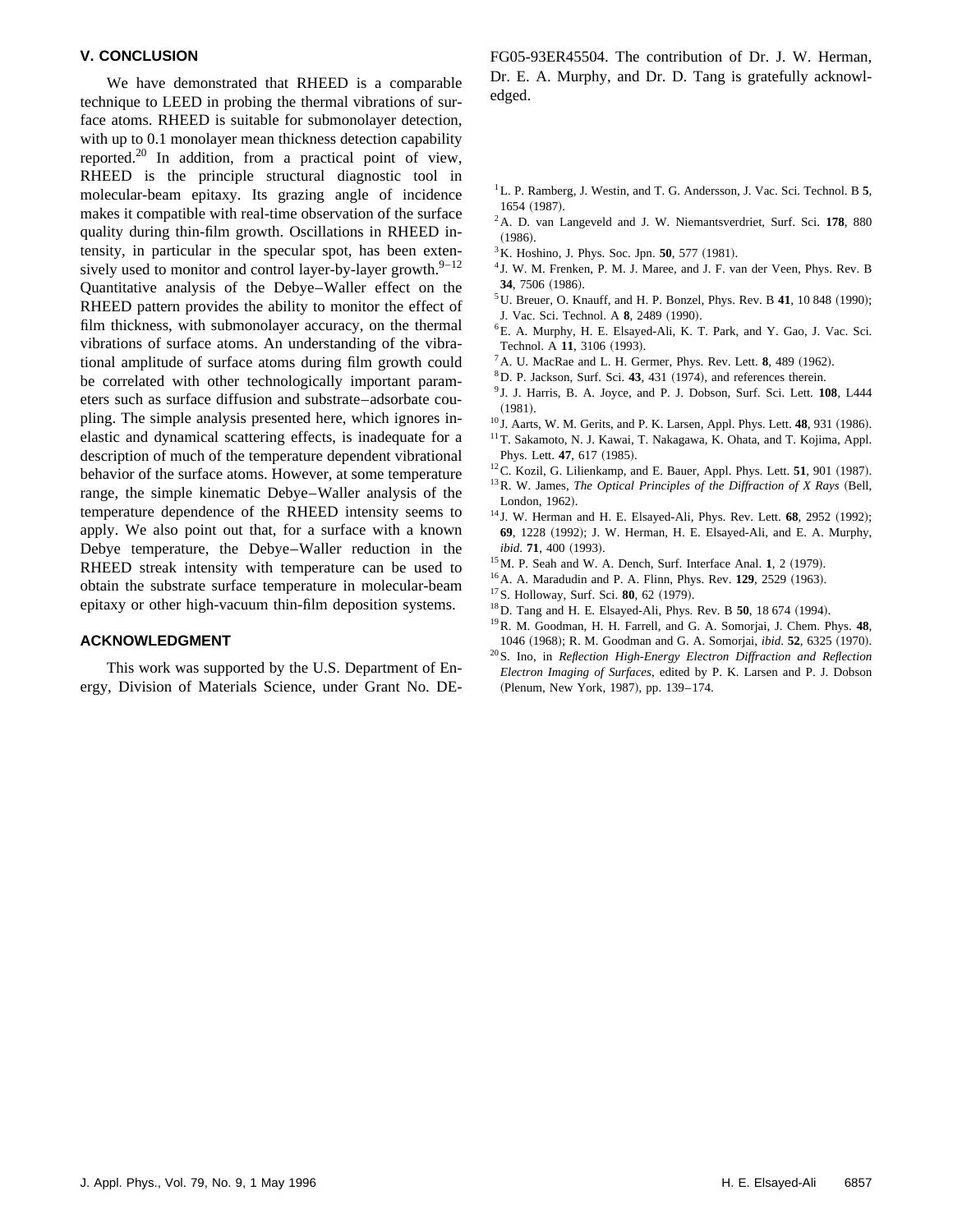## V. CONCLUSION

We have demonstrated that RHEED is a comparable technique to LEED in probing the thermal vibrations of surface atoms. RHEED is suitable for submonolayer detection, with up to 0.1 monolayer mean thickness detection capability reported.[20] In addition, from a practical point of view, RHEED is the principle structural diagnostic tool in molecular-beam epitaxy. Its grazing angle of incidence makes it compatible with real-time observation of the surface quality during thin-film growth. Oscillations in RHEED intensity, in particular in the specular spot, has been extensively used to monitor and control layer-by-layer growth.[9–12] Quantitative analysis of the Debye–Waller effect on the RHEED pattern provides the ability to monitor the effect of film thickness, with submonolayer accuracy, on the thermal vibrations of surface atoms. An understanding of the vibrational amplitude of surface atoms during film growth could be correlated with other technologically important parameters such as surface diffusion and substrate–adsorbate coupling. The simple analysis presented here, which ignores inelastic and dynamical scattering effects, is inadequate for a description of much of the temperature dependent vibrational behavior of the surface atoms. However, at some temperature range, the simple kinematic Debye–Waller analysis of the temperature dependence of the RHEED intensity seems to apply. We also point out that, for a surface with a known Debye temperature, the Debye–Waller reduction in the RHEED streak intensity with temperature can be used to obtain the substrate surface temperature in molecular-beam epitaxy or other high-vacuum thin-film deposition systems.

## ACKNOWLEDGMENT

This work was supported by the U.S. Department of Energy, Division of Materials Science, under Grant No. DE-FG05-93ER45504. The contribution of Dr. J. W. Herman, Dr. E. A. Murphy, and Dr. D. Tang is gratefully acknowledged.

[1] L. P. Ramberg, J. Westin, and T. G. Andersson, J. Vac. Sci. Technol. B **5**, 1654 (1987).
[2] A. D. van Langeveld and J. W. Niemantsverdriet, Surf. Sci. **178**, 880 (1986).
[3] K. Hoshino, J. Phys. Soc. Jpn. **50**, 577 (1981).
[4] J. W. M. Frenken, P. M. J. Maree, and J. F. van der Veen, Phys. Rev. B **34**, 7506 (1986).
[5] U. Breuer, O. Knauff, and H. P. Bonzel, Phys. Rev. B **41**, 10 848 (1990); J. Vac. Sci. Technol. A **8**, 2489 (1990).
[6] E. A. Murphy, H. E. Elsayed-Ali, K. T. Park, and Y. Gao, J. Vac. Sci. Technol. A **11**, 3106 (1993).
[7] A. U. MacRae and L. H. Germer, Phys. Rev. Lett. **8**, 489 (1962).
[8] D. P. Jackson, Surf. Sci. **43**, 431 (1974), and references therein.
[9] J. J. Harris, B. A. Joyce, and P. J. Dobson, Surf. Sci. Lett. **108**, L444 (1981).
[10] J. Aarts, W. M. Gerits, and P. K. Larsen, Appl. Phys. Lett. **48**, 931 (1986).
[11] T. Sakamoto, N. J. Kawai, T. Nakagawa, K. Ohata, and T. Kojima, Appl. Phys. Lett. **47**, 617 (1985).
[12] C. Kozil, G. Lilienkamp, and E. Bauer, Appl. Phys. Lett. **51**, 901 (1987).
[13] R. W. James, *The Optical Principles of the Diffraction of X Rays* (Bell, London, 1962).
[14] J. W. Herman and H. E. Elsayed-Ali, Phys. Rev. Lett. **68**, 2952 (1992); **69**, 1228 (1992); J. W. Herman, H. E. Elsayed-Ali, and E. A. Murphy, *ibid.* **71**, 400 (1993).
[15] M. P. Seah and W. A. Dench, Surf. Interface Anal. **1**, 2 (1979).
[16] A. A. Maradudin and P. A. Flinn, Phys. Rev. **129**, 2529 (1963).
[17] S. Holloway, Surf. Sci. **80**, 62 (1979).
[18] D. Tang and H. E. Elsayed-Ali, Phys. Rev. B **50**, 18 674 (1994).
[19] R. M. Goodman, H. H. Farrell, and G. A. Somorjai, J. Chem. Phys. **48**, 1046 (1968); R. M. Goodman and G. A. Somorjai, *ibid.* **52**, 6325 (1970).
[20] S. Ino, in *Reflection High-Energy Electron Diffraction and Reflection Electron Imaging of Surfaces*, edited by P. K. Larsen and P. J. Dobson (Plenum, New York, 1987), pp. 139–174.